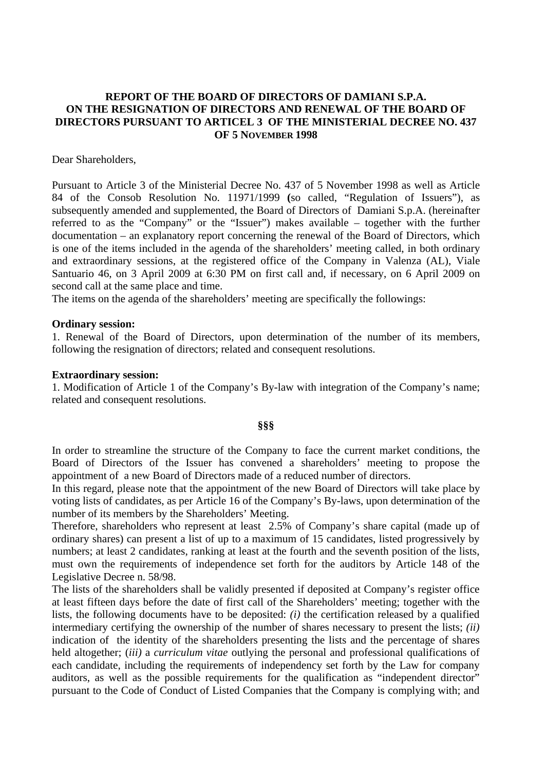# REPORT OF THE BOARD OF DIRECTORS OF DAMIANI S.P.A. ON THE RESIGNATION OF DIRECTORS AND RENEWAL OF THE BOARD OF DIRECTORS PURSUANT TO ARTICEL 3 OF THE MINISTERIAL DECREE NO. 437 OF 5 NOVEMBER 1998

Dear Shareholders,

Pursuant to Article 3 of the Ministerial Decree No. 437 of 5 November 1998 as well as Article 84 of the Consob Resolution No. 11971/1999 **(**so called, "Regulation of Issuers"), as subsequently amended and supplemented, the Board of Directors of Damiani S.p.A. (hereinafter referred to as the "Company" or the "Issuer") makes available – together with the further documentation – an explanatory report concerning the renewal of the Board of Directors, which is one of the items included in the agenda of the shareholders' meeting called, in both ordinary and extraordinary sessions, at the registered office of the Company in Valenza (AL), Viale Santuario 46, on 3 April 2009 at 6:30 PM on first call and, if necessary, on 6 April 2009 on second call at the same place and time.

The items on the agenda of the shareholders' meeting are specifically the followings:

**Ordinary session:**

1. Renewal of the Board of Directors, upon determination of the number of its members, following the resignation of directors; related and consequent resolutions.

**Extraordinary session:**

1. Modification of Article 1 of the Company's By-law with integration of the Company's name; related and consequent resolutions.

**§§§**

In order to streamline the structure of the Company to face the current market conditions, the Board of Directors of the Issuer has convened a shareholders' meeting to propose the appointment of a new Board of Directors made of a reduced number of directors.

In this regard, please note that the appointment of the new Board of Directors will take place by voting lists of candidates, as per Article 16 of the Company's By-laws, upon determination of the number of its members by the Shareholders' Meeting.

Therefore, shareholders who represent at least 2.5% of Company's share capital (made up of ordinary shares) can present a list of up to a maximum of 15 candidates, listed progressively by numbers; at least 2 candidates, ranking at least at the fourth and the seventh position of the lists, must own the requirements of independence set forth for the auditors by Article 148 of the Legislative Decree n. 58/98.

The lists of the shareholders shall be validly presented if deposited at Company's register office at least fifteen days before the date of first call of the Shareholders' meeting; together with the lists, the following documents have to be deposited: *(i)* the certification released by a qualified intermediary certifying the ownership of the number of shares necessary to present the lists; *(ii)* indication of the identity of the shareholders presenting the lists and the percentage of shares held altogether; (*iii)* a *curriculum vitae* outlying the personal and professional qualifications of each candidate, including the requirements of independency set forth by the Law for company auditors, as well as the possible requirements for the qualification as "independent director" pursuant to the Code of Conduct of Listed Companies that the Company is complying with; and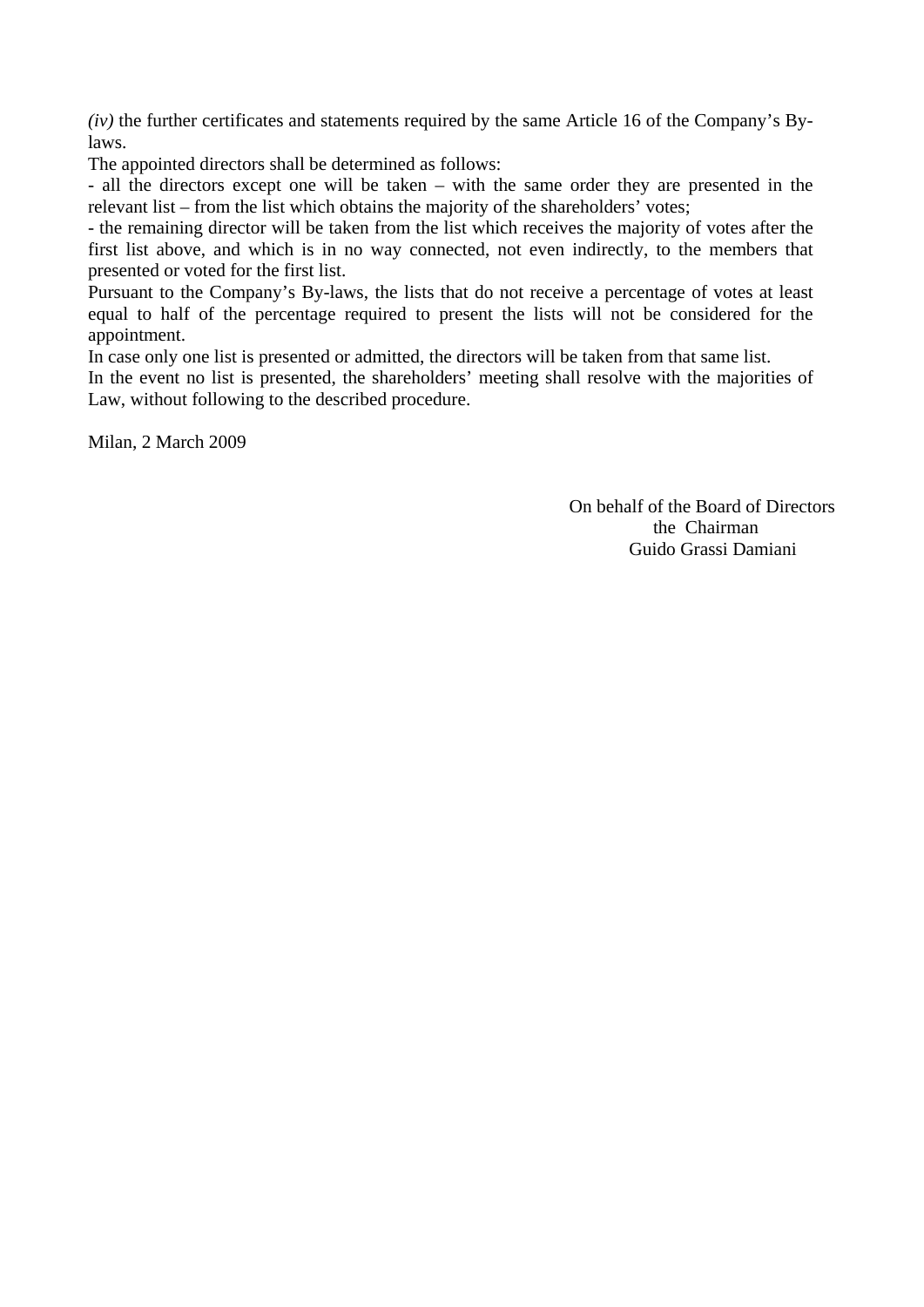*(iv)* the further certificates and statements required by the same Article 16 of the Company's By-laws.

The appointed directors shall be determined as follows:

- all the directors except one will be taken – with the same order they are presented in the relevant list – from the list which obtains the majority of the shareholders' votes;
- the remaining director will be taken from the list which receives the majority of votes after the first list above, and which is in no way connected, not even indirectly, to the members that presented or voted for the first list.

Pursuant to the Company's By-laws, the lists that do not receive a percentage of votes at least equal to half of the percentage required to present the lists will not be considered for the appointment.

In case only one list is presented or admitted, the directors will be taken from that same list.

In the event no list is presented, the shareholders' meeting shall resolve with the majorities of Law, without following to the described procedure.

Milan, 2 March 2009

On behalf of the Board of Directors
the Chairman
Guido Grassi Damiani